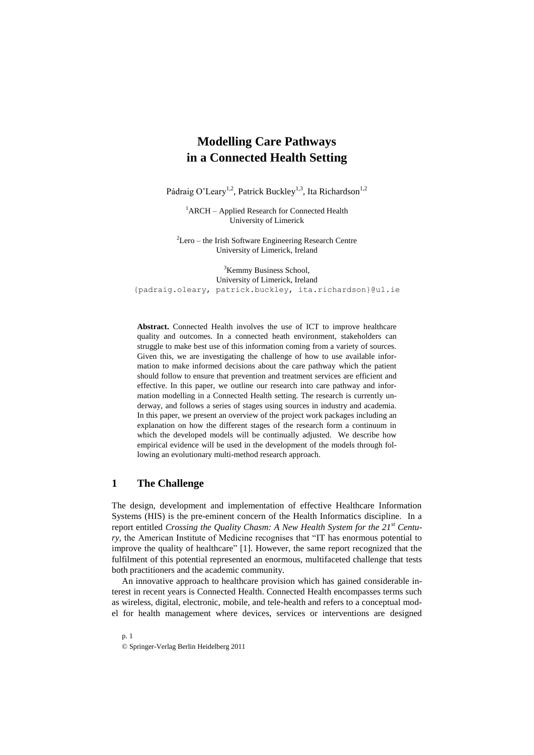# Modelling Care Pathways in a Connected Health Setting

Pádraig O'Leary[1,2], Patrick Buckley[1,3], Ita Richardson[1,2]

[1]ARCH – Applied Research for Connected Health
University of Limerick

[2]Lero – the Irish Software Engineering Research Centre
University of Limerick, Ireland

[3]Kemmy Business School,
University of Limerick, Ireland
{padraig.oleary, patrick.buckley, ita.richardson}@ul.ie

**Abstract.** Connected Health involves the use of ICT to improve healthcare quality and outcomes. In a connected heath environment, stakeholders can struggle to make best use of this information coming from a variety of sources. Given this, we are investigating the challenge of how to use available information to make informed decisions about the care pathway which the patient should follow to ensure that prevention and treatment services are efficient and effective. In this paper, we outline our research into care pathway and information modelling in a Connected Health setting. The research is currently underway, and follows a series of stages using sources in industry and academia. In this paper, we present an overview of the project work packages including an explanation on how the different stages of the research form a continuum in which the developed models will be continually adjusted. We describe how empirical evidence will be used in the development of the models through following an evolutionary multi-method research approach.

## 1 The Challenge

The design, development and implementation of effective Healthcare Information Systems (HIS) is the pre-eminent concern of the Health Informatics discipline. In a report entitled *Crossing the Quality Chasm: A New Health System for the 21st Century*, the American Institute of Medicine recognises that "IT has enormous potential to improve the quality of healthcare" [1]. However, the same report recognized that the fulfilment of this potential represented an enormous, multifaceted challenge that tests both practitioners and the academic community.

An innovative approach to healthcare provision which has gained considerable interest in recent years is Connected Health. Connected Health encompasses terms such as wireless, digital, electronic, mobile, and tele-health and refers to a conceptual model for health management where devices, services or interventions are designed

© Springer-Verlag Berlin Heidelberg 2011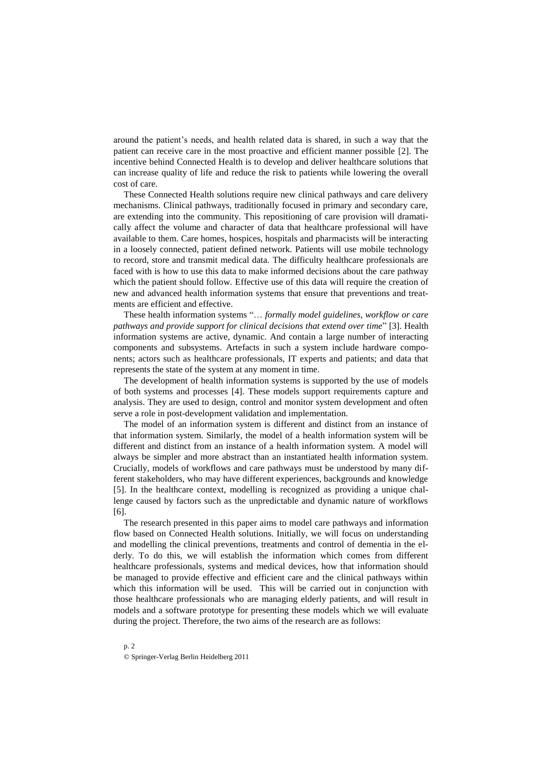around the patient's needs, and health related data is shared, in such a way that the patient can receive care in the most proactive and efficient manner possible [2]. The incentive behind Connected Health is to develop and deliver healthcare solutions that can increase quality of life and reduce the risk to patients while lowering the overall cost of care.

These Connected Health solutions require new clinical pathways and care delivery mechanisms. Clinical pathways, traditionally focused in primary and secondary care, are extending into the community. This repositioning of care provision will dramatically affect the volume and character of data that healthcare professional will have available to them. Care homes, hospices, hospitals and pharmacists will be interacting in a loosely connected, patient defined network. Patients will use mobile technology to record, store and transmit medical data. The difficulty healthcare professionals are faced with is how to use this data to make informed decisions about the care pathway which the patient should follow. Effective use of this data will require the creation of new and advanced health information systems that ensure that preventions and treatments are efficient and effective.

These health information systems "*… formally model guidelines, workflow or care pathways and provide support for clinical decisions that extend over time*" [3]. Health information systems are active, dynamic. And contain a large number of interacting components and subsystems. Artefacts in such a system include hardware components; actors such as healthcare professionals, IT experts and patients; and data that represents the state of the system at any moment in time.

The development of health information systems is supported by the use of models of both systems and processes [4]. These models support requirements capture and analysis. They are used to design, control and monitor system development and often serve a role in post-development validation and implementation.

The model of an information system is different and distinct from an instance of that information system. Similarly, the model of a health information system will be different and distinct from an instance of a health information system. A model will always be simpler and more abstract than an instantiated health information system. Crucially, models of workflows and care pathways must be understood by many different stakeholders, who may have different experiences, backgrounds and knowledge [5]. In the healthcare context, modelling is recognized as providing a unique challenge caused by factors such as the unpredictable and dynamic nature of workflows [6].

The research presented in this paper aims to model care pathways and information flow based on Connected Health solutions. Initially, we will focus on understanding and modelling the clinical preventions, treatments and control of dementia in the elderly. To do this, we will establish the information which comes from different healthcare professionals, systems and medical devices, how that information should be managed to provide effective and efficient care and the clinical pathways within which this information will be used. This will be carried out in conjunction with those healthcare professionals who are managing elderly patients, and will result in models and a software prototype for presenting these models which we will evaluate during the project. Therefore, the two aims of the research are as follows: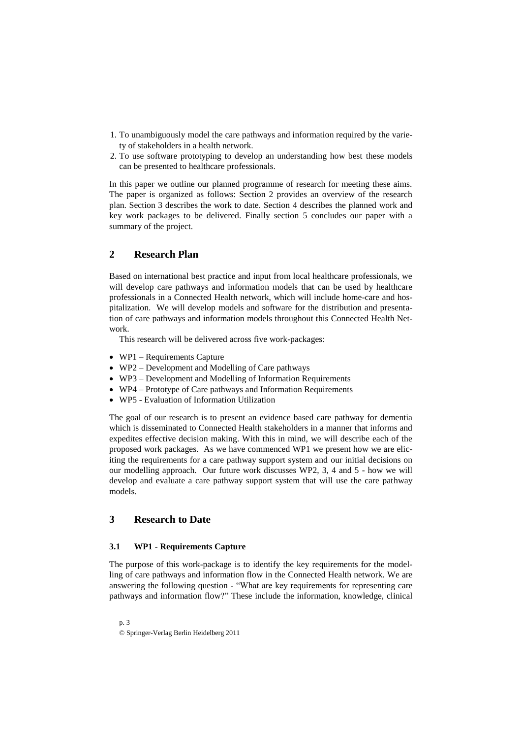1. To unambiguously model the care pathways and information required by the variety of stakeholders in a health network.
2. To use software prototyping to develop an understanding how best these models can be presented to healthcare professionals.

In this paper we outline our planned programme of research for meeting these aims. The paper is organized as follows: Section 2 provides an overview of the research plan. Section 3 describes the work to date. Section 4 describes the planned work and key work packages to be delivered. Finally section 5 concludes our paper with a summary of the project.

## 2 Research Plan

Based on international best practice and input from local healthcare professionals, we will develop care pathways and information models that can be used by healthcare professionals in a Connected Health network, which will include home-care and hospitalization. We will develop models and software for the distribution and presentation of care pathways and information models throughout this Connected Health Network.

This research will be delivered across five work-packages:

- WP1 – Requirements Capture
- WP2 – Development and Modelling of Care pathways
- WP3 – Development and Modelling of Information Requirements
- WP4 – Prototype of Care pathways and Information Requirements
- WP5 - Evaluation of Information Utilization

The goal of our research is to present an evidence based care pathway for dementia which is disseminated to Connected Health stakeholders in a manner that informs and expedites effective decision making. With this in mind, we will describe each of the proposed work packages. As we have commenced WP1 we present how we are eliciting the requirements for a care pathway support system and our initial decisions on our modelling approach. Our future work discusses WP2, 3, 4 and 5 - how we will develop and evaluate a care pathway support system that will use the care pathway models.

## 3 Research to Date

### 3.1 WP1 - Requirements Capture

The purpose of this work-package is to identify the key requirements for the modelling of care pathways and information flow in the Connected Health network. We are answering the following question - "What are key requirements for representing care pathways and information flow?" These include the information, knowledge, clinical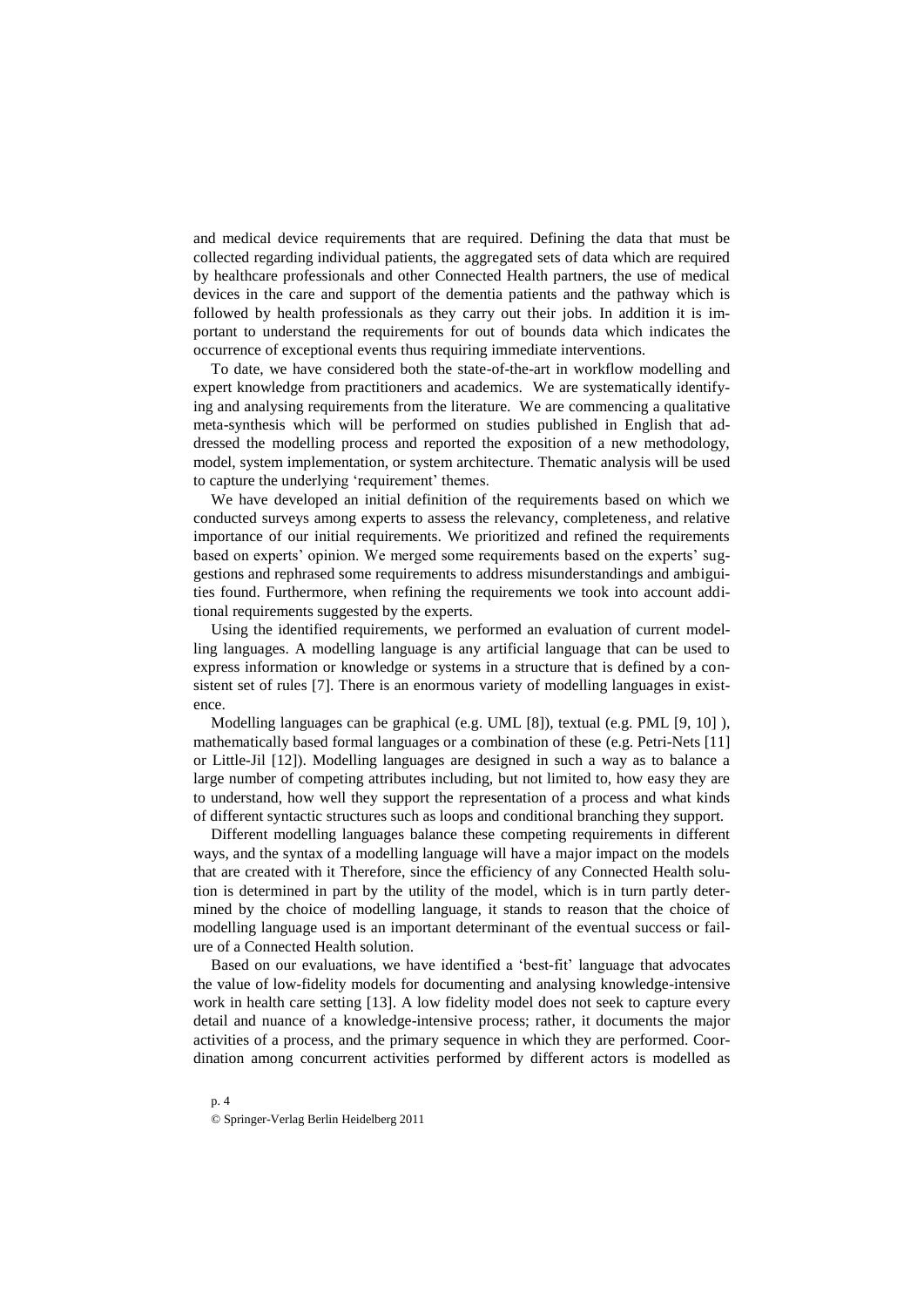and medical device requirements that are required. Defining the data that must be collected regarding individual patients, the aggregated sets of data which are required by healthcare professionals and other Connected Health partners, the use of medical devices in the care and support of the dementia patients and the pathway which is followed by health professionals as they carry out their jobs. In addition it is important to understand the requirements for out of bounds data which indicates the occurrence of exceptional events thus requiring immediate interventions.

To date, we have considered both the state-of-the-art in workflow modelling and expert knowledge from practitioners and academics. We are systematically identifying and analysing requirements from the literature. We are commencing a qualitative meta-synthesis which will be performed on studies published in English that addressed the modelling process and reported the exposition of a new methodology, model, system implementation, or system architecture. Thematic analysis will be used to capture the underlying 'requirement' themes.

We have developed an initial definition of the requirements based on which we conducted surveys among experts to assess the relevancy, completeness, and relative importance of our initial requirements. We prioritized and refined the requirements based on experts' opinion. We merged some requirements based on the experts' suggestions and rephrased some requirements to address misunderstandings and ambiguities found. Furthermore, when refining the requirements we took into account additional requirements suggested by the experts.

Using the identified requirements, we performed an evaluation of current modelling languages. A modelling language is any artificial language that can be used to express information or knowledge or systems in a structure that is defined by a consistent set of rules [7]. There is an enormous variety of modelling languages in existence.

Modelling languages can be graphical (e.g. UML [8]), textual (e.g. PML [9, 10] ), mathematically based formal languages or a combination of these (e.g. Petri-Nets [11] or Little-Jil [12]). Modelling languages are designed in such a way as to balance a large number of competing attributes including, but not limited to, how easy they are to understand, how well they support the representation of a process and what kinds of different syntactic structures such as loops and conditional branching they support.

Different modelling languages balance these competing requirements in different ways, and the syntax of a modelling language will have a major impact on the models that are created with it Therefore, since the efficiency of any Connected Health solution is determined in part by the utility of the model, which is in turn partly determined by the choice of modelling language, it stands to reason that the choice of modelling language used is an important determinant of the eventual success or failure of a Connected Health solution.

Based on our evaluations, we have identified a 'best-fit' language that advocates the value of low-fidelity models for documenting and analysing knowledge-intensive work in health care setting [13]. A low fidelity model does not seek to capture every detail and nuance of a knowledge-intensive process; rather, it documents the major activities of a process, and the primary sequence in which they are performed. Coordination among concurrent activities performed by different actors is modelled as

© Springer-Verlag Berlin Heidelberg 2011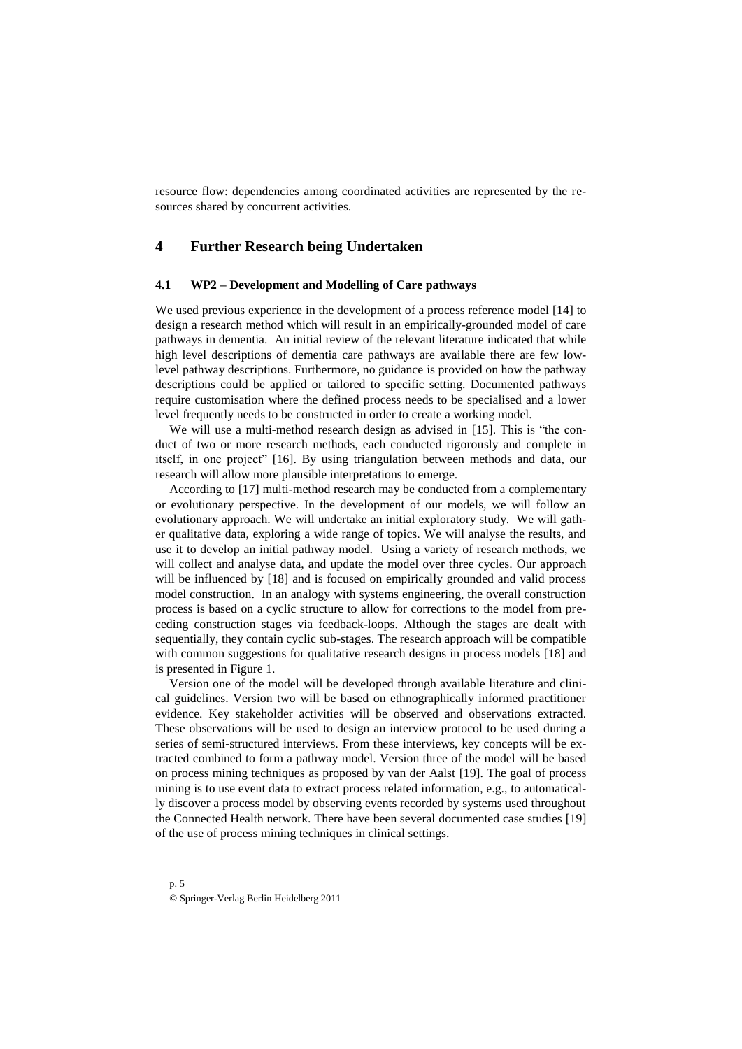resource flow: dependencies among coordinated activities are represented by the resources shared by concurrent activities.

## 4 Further Research being Undertaken

### 4.1 WP2 – Development and Modelling of Care pathways

We used previous experience in the development of a process reference model [14] to design a research method which will result in an empirically-grounded model of care pathways in dementia. An initial review of the relevant literature indicated that while high level descriptions of dementia care pathways are available there are few low-level pathway descriptions. Furthermore, no guidance is provided on how the pathway descriptions could be applied or tailored to specific setting. Documented pathways require customisation where the defined process needs to be specialised and a lower level frequently needs to be constructed in order to create a working model.

We will use a multi-method research design as advised in [15]. This is "the conduct of two or more research methods, each conducted rigorously and complete in itself, in one project" [16]. By using triangulation between methods and data, our research will allow more plausible interpretations to emerge.

According to [17] multi-method research may be conducted from a complementary or evolutionary perspective. In the development of our models, we will follow an evolutionary approach. We will undertake an initial exploratory study. We will gather qualitative data, exploring a wide range of topics. We will analyse the results, and use it to develop an initial pathway model. Using a variety of research methods, we will collect and analyse data, and update the model over three cycles. Our approach will be influenced by [18] and is focused on empirically grounded and valid process model construction. In an analogy with systems engineering, the overall construction process is based on a cyclic structure to allow for corrections to the model from preceding construction stages via feedback-loops. Although the stages are dealt with sequentially, they contain cyclic sub-stages. The research approach will be compatible with common suggestions for qualitative research designs in process models [18] and is presented in Figure 1.

Version one of the model will be developed through available literature and clinical guidelines. Version two will be based on ethnographically informed practitioner evidence. Key stakeholder activities will be observed and observations extracted. These observations will be used to design an interview protocol to be used during a series of semi-structured interviews. From these interviews, key concepts will be extracted combined to form a pathway model. Version three of the model will be based on process mining techniques as proposed by van der Aalst [19]. The goal of process mining is to use event data to extract process related information, e.g., to automatically discover a process model by observing events recorded by systems used throughout the Connected Health network. There have been several documented case studies [19] of the use of process mining techniques in clinical settings.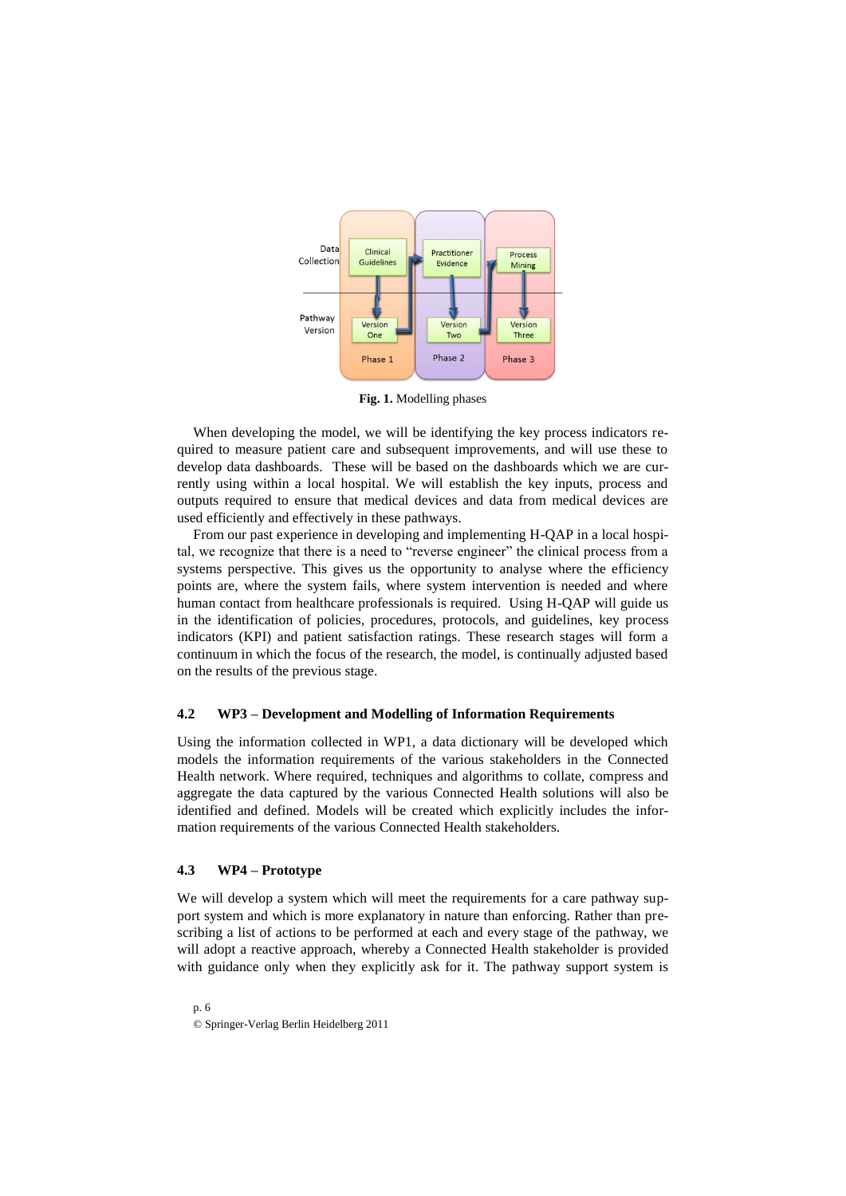Data Collection

Clinical Guidelines

Practitioner Evidence

Process Mining

Pathway Version

Version One

Version Two

Version Three

Phase 1

Phase 2

Phase 3

**Fig. 1.** Modelling phases

When developing the model, we will be identifying the key process indicators required to measure patient care and subsequent improvements, and will use these to develop data dashboards. These will be based on the dashboards which we are currently using within a local hospital. We will establish the key inputs, process and outputs required to ensure that medical devices and data from medical devices are used efficiently and effectively in these pathways.

From our past experience in developing and implementing H-QAP in a local hospital, we recognize that there is a need to "reverse engineer" the clinical process from a systems perspective. This gives us the opportunity to analyse where the efficiency points are, where the system fails, where system intervention is needed and where human contact from healthcare professionals is required. Using H-QAP will guide us in the identification of policies, procedures, protocols, and guidelines, key process indicators (KPI) and patient satisfaction ratings. These research stages will form a continuum in which the focus of the research, the model, is continually adjusted based on the results of the previous stage.

### 4.2 WP3 – Development and Modelling of Information Requirements

Using the information collected in WP1, a data dictionary will be developed which models the information requirements of the various stakeholders in the Connected Health network. Where required, techniques and algorithms to collate, compress and aggregate the data captured by the various Connected Health solutions will also be identified and defined. Models will be created which explicitly includes the information requirements of the various Connected Health stakeholders.

### 4.3 WP4 – Prototype

We will develop a system which will meet the requirements for a care pathway support system and which is more explanatory in nature than enforcing. Rather than prescribing a list of actions to be performed at each and every stage of the pathway, we will adopt a reactive approach, whereby a Connected Health stakeholder is provided with guidance only when they explicitly ask for it. The pathway support system is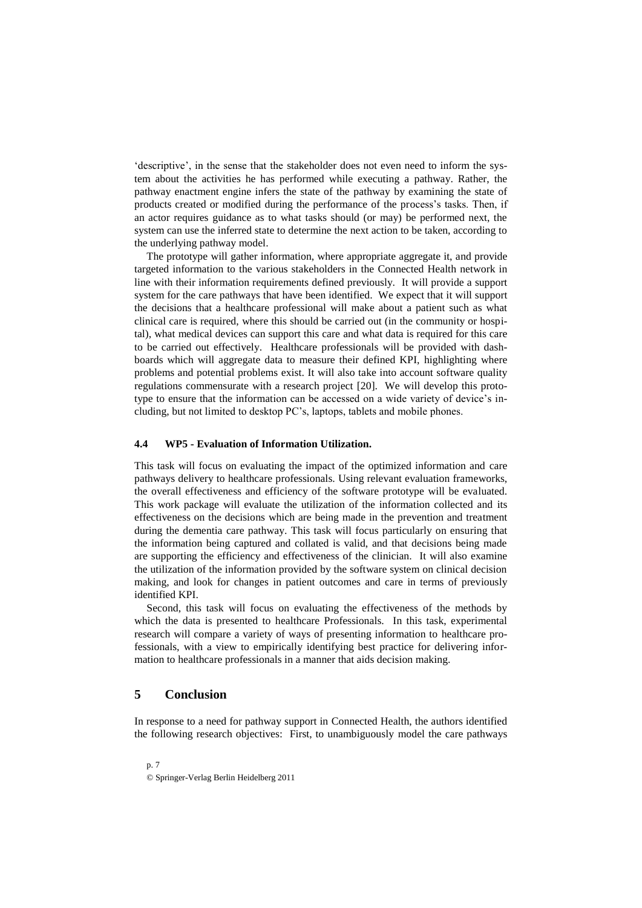'descriptive', in the sense that the stakeholder does not even need to inform the system about the activities he has performed while executing a pathway. Rather, the pathway enactment engine infers the state of the pathway by examining the state of products created or modified during the performance of the process's tasks. Then, if an actor requires guidance as to what tasks should (or may) be performed next, the system can use the inferred state to determine the next action to be taken, according to the underlying pathway model.

The prototype will gather information, where appropriate aggregate it, and provide targeted information to the various stakeholders in the Connected Health network in line with their information requirements defined previously. It will provide a support system for the care pathways that have been identified. We expect that it will support the decisions that a healthcare professional will make about a patient such as what clinical care is required, where this should be carried out (in the community or hospital), what medical devices can support this care and what data is required for this care to be carried out effectively. Healthcare professionals will be provided with dashboards which will aggregate data to measure their defined KPI, highlighting where problems and potential problems exist. It will also take into account software quality regulations commensurate with a research project [20]. We will develop this prototype to ensure that the information can be accessed on a wide variety of device's including, but not limited to desktop PC's, laptops, tablets and mobile phones.

### 4.4 WP5 - Evaluation of Information Utilization.

This task will focus on evaluating the impact of the optimized information and care pathways delivery to healthcare professionals. Using relevant evaluation frameworks, the overall effectiveness and efficiency of the software prototype will be evaluated. This work package will evaluate the utilization of the information collected and its effectiveness on the decisions which are being made in the prevention and treatment during the dementia care pathway. This task will focus particularly on ensuring that the information being captured and collated is valid, and that decisions being made are supporting the efficiency and effectiveness of the clinician. It will also examine the utilization of the information provided by the software system on clinical decision making, and look for changes in patient outcomes and care in terms of previously identified KPI.

Second, this task will focus on evaluating the effectiveness of the methods by which the data is presented to healthcare Professionals. In this task, experimental research will compare a variety of ways of presenting information to healthcare professionals, with a view to empirically identifying best practice for delivering information to healthcare professionals in a manner that aids decision making.

## 5 Conclusion

In response to a need for pathway support in Connected Health, the authors identified the following research objectives: First, to unambiguously model the care pathways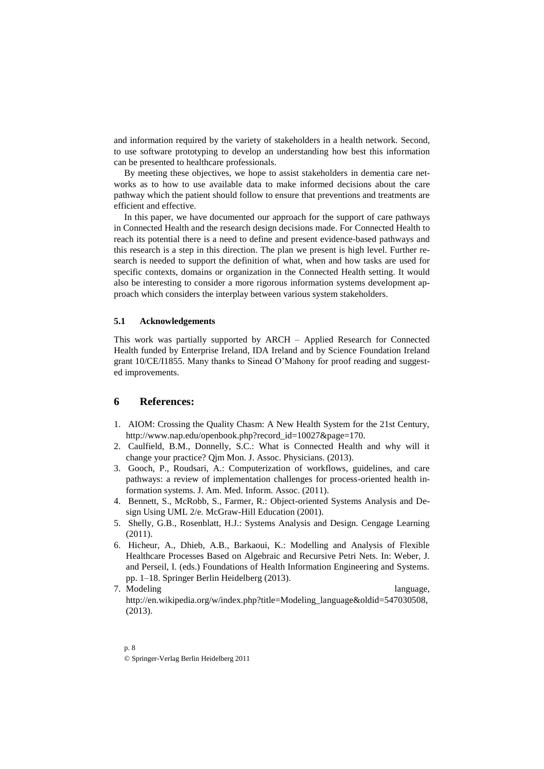and information required by the variety of stakeholders in a health network. Second, to use software prototyping to develop an understanding how best this information can be presented to healthcare professionals.

By meeting these objectives, we hope to assist stakeholders in dementia care networks as to how to use available data to make informed decisions about the care pathway which the patient should follow to ensure that preventions and treatments are efficient and effective.

In this paper, we have documented our approach for the support of care pathways in Connected Health and the research design decisions made. For Connected Health to reach its potential there is a need to define and present evidence-based pathways and this research is a step in this direction. The plan we present is high level. Further research is needed to support the definition of what, when and how tasks are used for specific contexts, domains or organization in the Connected Health setting. It would also be interesting to consider a more rigorous information systems development approach which considers the interplay between various system stakeholders.

### 5.1 Acknowledgements

This work was partially supported by ARCH – Applied Research for Connected Health funded by Enterprise Ireland, IDA Ireland and by Science Foundation Ireland grant 10/CE/I1855. Many thanks to Sinead O'Mahony for proof reading and suggested improvements.

## 6 References:

1. AIOM: Crossing the Quality Chasm: A New Health System for the 21st Century, http://www.nap.edu/openbook.php?record_id=10027&page=170.
2. Caulfield, B.M., Donnelly, S.C.: What is Connected Health and why will it change your practice? Qjm Mon. J. Assoc. Physicians. (2013).
3. Gooch, P., Roudsari, A.: Computerization of workflows, guidelines, and care pathways: a review of implementation challenges for process-oriented health information systems. J. Am. Med. Inform. Assoc. (2011).
4. Bennett, S., McRobb, S., Farmer, R.: Object-oriented Systems Analysis and Design Using UML 2/e. McGraw-Hill Education (2001).
5. Shelly, G.B., Rosenblatt, H.J.: Systems Analysis and Design. Cengage Learning (2011).
6. Hicheur, A., Dhieb, A.B., Barkaoui, K.: Modelling and Analysis of Flexible Healthcare Processes Based on Algebraic and Recursive Petri Nets. In: Weber, J. and Perseil, I. (eds.) Foundations of Health Information Engineering and Systems. pp. 1–18. Springer Berlin Heidelberg (2013).
7. Modeling language, http://en.wikipedia.org/w/index.php?title=Modeling_language&oldid=547030508, (2013).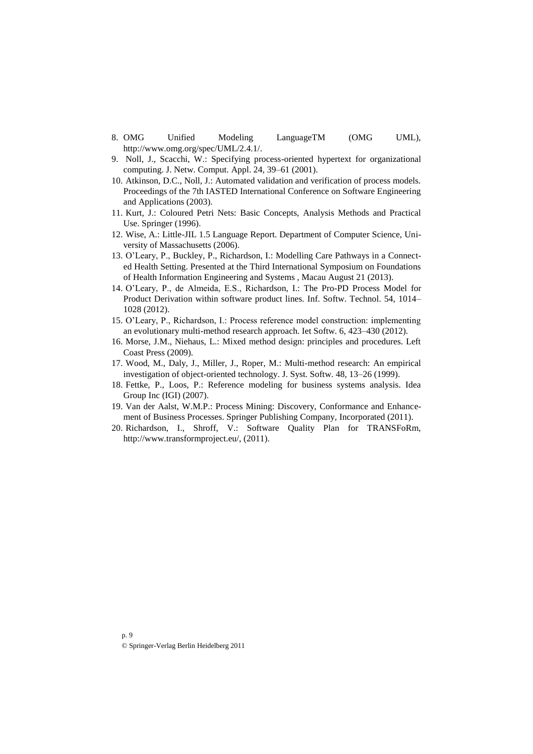8. OMG Unified Modeling LanguageTM (OMG UML), http://www.omg.org/spec/UML/2.4.1/.
9. Noll, J., Scacchi, W.: Specifying process-oriented hypertext for organizational computing. J. Netw. Comput. Appl. 24, 39–61 (2001).
10. Atkinson, D.C., Noll, J.: Automated validation and verification of process models. Proceedings of the 7th IASTED International Conference on Software Engineering and Applications (2003).
11. Kurt, J.: Coloured Petri Nets: Basic Concepts, Analysis Methods and Practical Use. Springer (1996).
12. Wise, A.: Little-JIL 1.5 Language Report. Department of Computer Science, University of Massachusetts (2006).
13. O'Leary, P., Buckley, P., Richardson, I.: Modelling Care Pathways in a Connected Health Setting. Presented at the Third International Symposium on Foundations of Health Information Engineering and Systems , Macau August 21 (2013).
14. O'Leary, P., de Almeida, E.S., Richardson, I.: The Pro-PD Process Model for Product Derivation within software product lines. Inf. Softw. Technol. 54, 1014–1028 (2012).
15. O'Leary, P., Richardson, I.: Process reference model construction: implementing an evolutionary multi-method research approach. Iet Softw. 6, 423–430 (2012).
16. Morse, J.M., Niehaus, L.: Mixed method design: principles and procedures. Left Coast Press (2009).
17. Wood, M., Daly, J., Miller, J., Roper, M.: Multi-method research: An empirical investigation of object-oriented technology. J. Syst. Softw. 48, 13–26 (1999).
18. Fettke, P., Loos, P.: Reference modeling for business systems analysis. Idea Group Inc (IGI) (2007).
19. Van der Aalst, W.M.P.: Process Mining: Discovery, Conformance and Enhancement of Business Processes. Springer Publishing Company, Incorporated (2011).
20. Richardson, I., Shroff, V.: Software Quality Plan for TRANSFoRm, http://www.transformproject.eu/, (2011).

© Springer-Verlag Berlin Heidelberg 2011